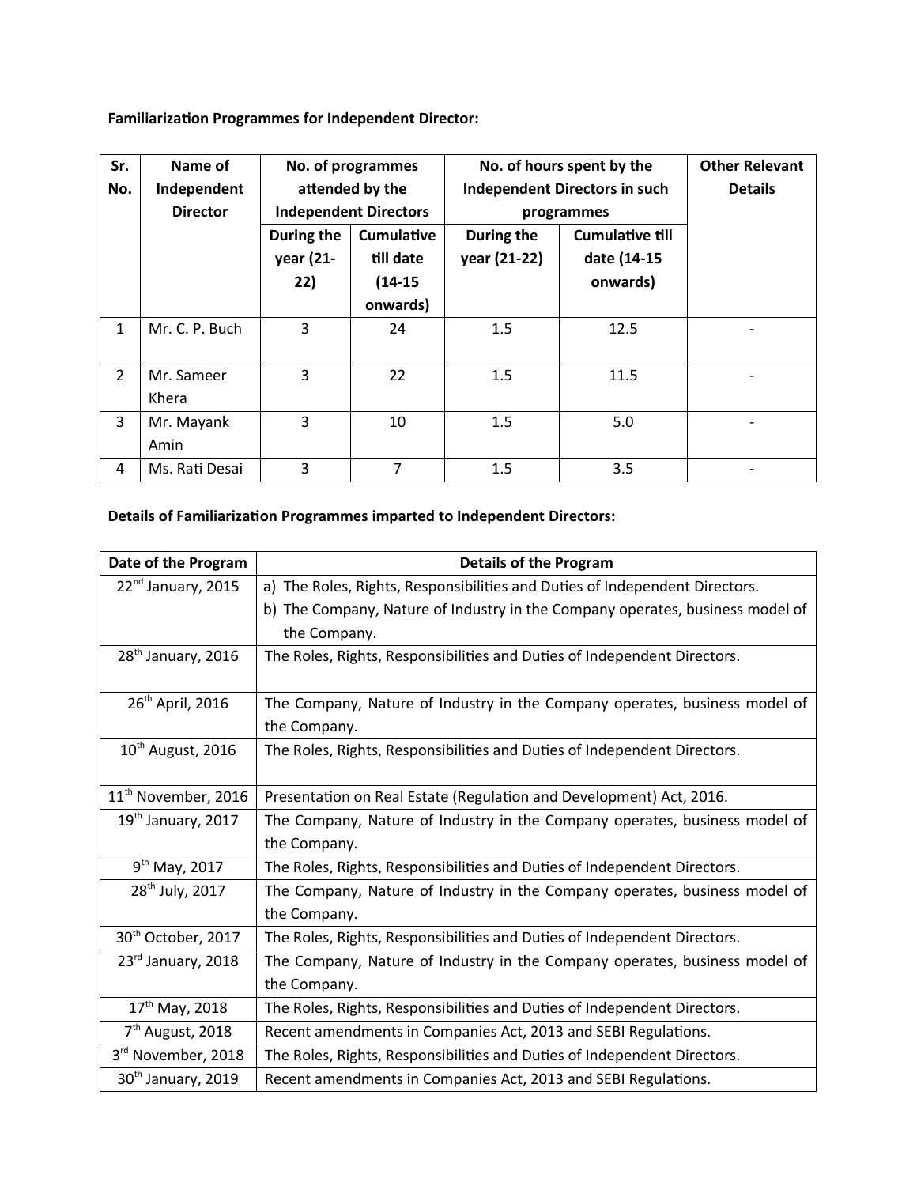**Familiarization Programmes for Independent Director:**

| Sr. No. | Name of Independent Director | No. of programmes attended by the Independent Directors | | No. of hours spent by the Independent Directors in such programmes | | Other Relevant Details |
|---|---|---|---|---|---|---|
| | | During the year (21-22) | Cumulative till date (14-15 onwards) | During the year (21-22) | Cumulative till date (14-15 onwards) | |
| 1 | Mr. C. P. Buch | 3 | 24 | 1.5 | 12.5 | - |
| 2 | Mr. Sameer Khera | 3 | 22 | 1.5 | 11.5 | - |
| 3 | Mr. Mayank Amin | 3 | 10 | 1.5 | 5.0 | - |
| 4 | Ms. Rati Desai | 3 | 7 | 1.5 | 3.5 | - |

**Details of Familiarization Programmes imparted to Independent Directors:**

| Date of the Program | Details of the Program |
|---|---|
| 22nd January, 2015 | a) The Roles, Rights, Responsibilities and Duties of Independent Directors.<br>b) The Company, Nature of Industry in the Company operates, business model of the Company. |
| 28th January, 2016 | The Roles, Rights, Responsibilities and Duties of Independent Directors. |
| 26th April, 2016 | The Company, Nature of Industry in the Company operates, business model of the Company. |
| 10th August, 2016 | The Roles, Rights, Responsibilities and Duties of Independent Directors. |
| 11th November, 2016 | Presentation on Real Estate (Regulation and Development) Act, 2016. |
| 19th January, 2017 | The Company, Nature of Industry in the Company operates, business model of the Company. |
| 9th May, 2017 | The Roles, Rights, Responsibilities and Duties of Independent Directors. |
| 28th July, 2017 | The Company, Nature of Industry in the Company operates, business model of the Company. |
| 30th October, 2017 | The Roles, Rights, Responsibilities and Duties of Independent Directors. |
| 23rd January, 2018 | The Company, Nature of Industry in the Company operates, business model of the Company. |
| 17th May, 2018 | The Roles, Rights, Responsibilities and Duties of Independent Directors. |
| 7th August, 2018 | Recent amendments in Companies Act, 2013 and SEBI Regulations. |
| 3rd November, 2018 | The Roles, Rights, Responsibilities and Duties of Independent Directors. |
| 30th January, 2019 | Recent amendments in Companies Act, 2013 and SEBI Regulations. |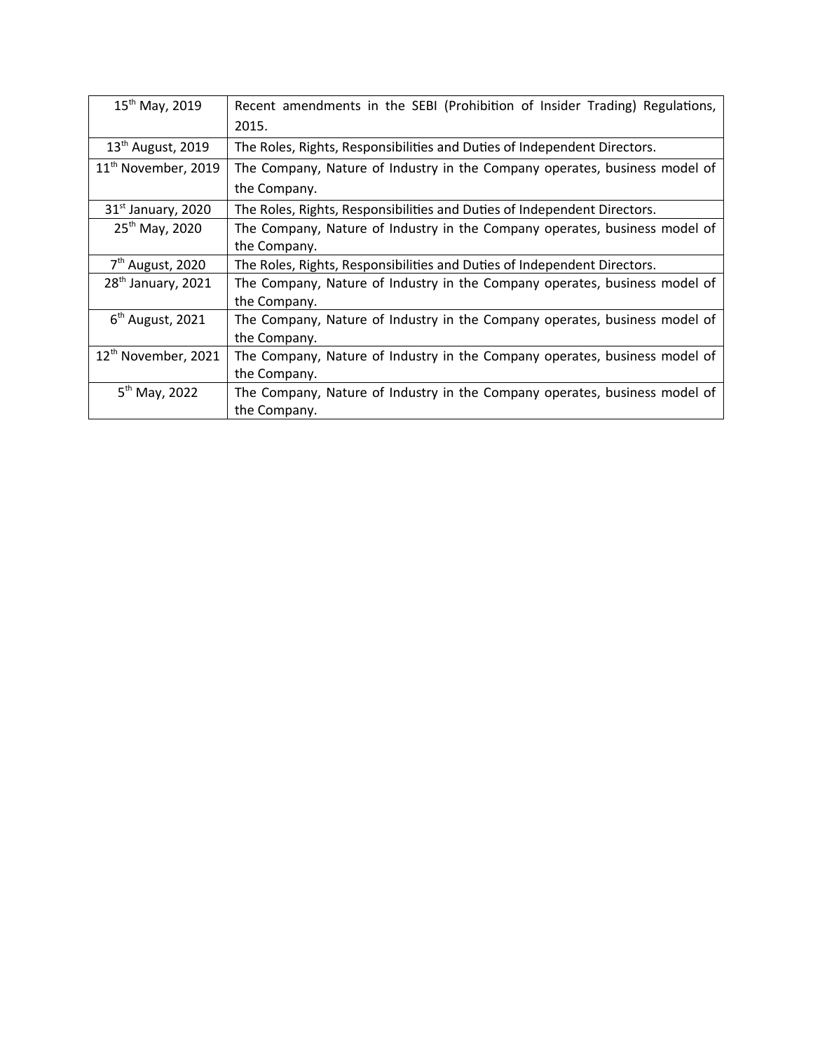| | |
|---|---|
| 15th May, 2019 | Recent amendments in the SEBI (Prohibition of Insider Trading) Regulations, 2015. |
| 13th August, 2019 | The Roles, Rights, Responsibilities and Duties of Independent Directors. |
| 11th November, 2019 | The Company, Nature of Industry in the Company operates, business model of the Company. |
| 31st January, 2020 | The Roles, Rights, Responsibilities and Duties of Independent Directors. |
| 25th May, 2020 | The Company, Nature of Industry in the Company operates, business model of the Company. |
| 7th August, 2020 | The Roles, Rights, Responsibilities and Duties of Independent Directors. |
| 28th January, 2021 | The Company, Nature of Industry in the Company operates, business model of the Company. |
| 6th August, 2021 | The Company, Nature of Industry in the Company operates, business model of the Company. |
| 12th November, 2021 | The Company, Nature of Industry in the Company operates, business model of the Company. |
| 5th May, 2022 | The Company, Nature of Industry in the Company operates, business model of the Company. |